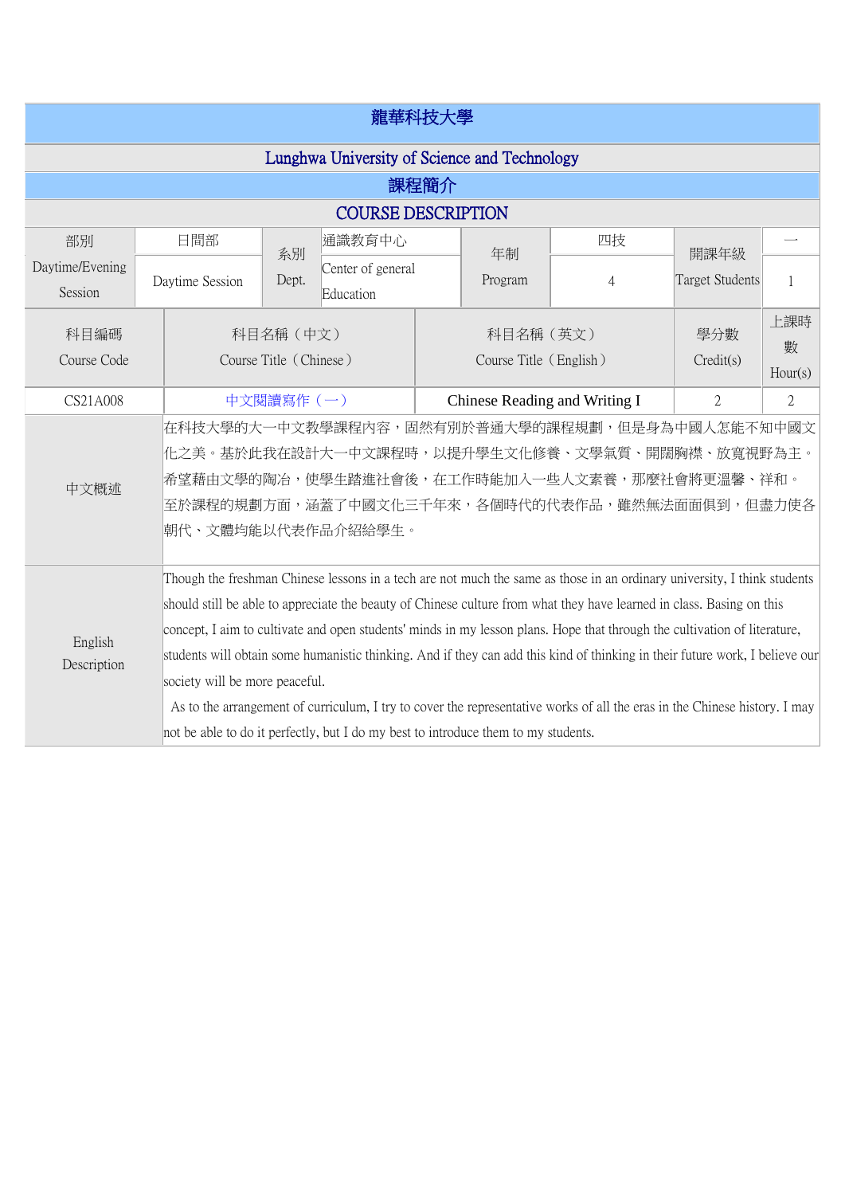# 龍華科技大學

## Lunghwa University of Science and Technology

## 課程簡介

## COURSE DESCRIPTION

| 部別 Daytime/Evening Session | 日間部 Daytime Session | 系別 Dept. | 通識教育中心 Center of general Education | 年制 Program | 四技 4 | 開課年級 Target Students | 一 1 |
|---|---|---|---|---|---|---|---|

| 科目編碼 Course Code | 科目名稱（中文） Course Title（Chinese） | 科目名稱（英文） Course Title（English） | 學分數 Credit(s) | 上課時數 Hour(s) |
|---|---|---|---|---|
| CS21A008 | 中文閱讀寫作（一） | Chinese Reading and Writing I | 2 | 2 |
| 中文概述 | 在科技大學的大一中文教學課程內容，固然有別於普通大學的課程規劃，但是身為中國人怎能不知中國文化之美。基於此我在設計大一中文課程時，以提升學生文化修養、文學氣質、開闊胸襟、放寬視野為主。希望藉由文學的陶冶，使學生踏進社會後，在工作時能加入一些人文素養，那麼社會將更溫馨、祥和。至於課程的規劃方面，涵蓋了中國文化三千年來，各個時代的代表作品，雖然無法面面俱到，但盡力使各朝代、文體均能以代表作品介紹給學生。 | | | |
| English Description | Though the freshman Chinese lessons in a tech are not much the same as those in an ordinary university, I think students should still be able to appreciate the beauty of Chinese culture from what they have learned in class. Basing on this concept, I aim to cultivate and open students' minds in my lesson plans. Hope that through the cultivation of literature, students will obtain some humanistic thinking. And if they can add this kind of thinking in their future work, I believe our society will be more peaceful.<br>As to the arrangement of curriculum, I try to cover the representative works of all the eras in the Chinese history. I may not be able to do it perfectly, but I do my best to introduce them to my students. | | | |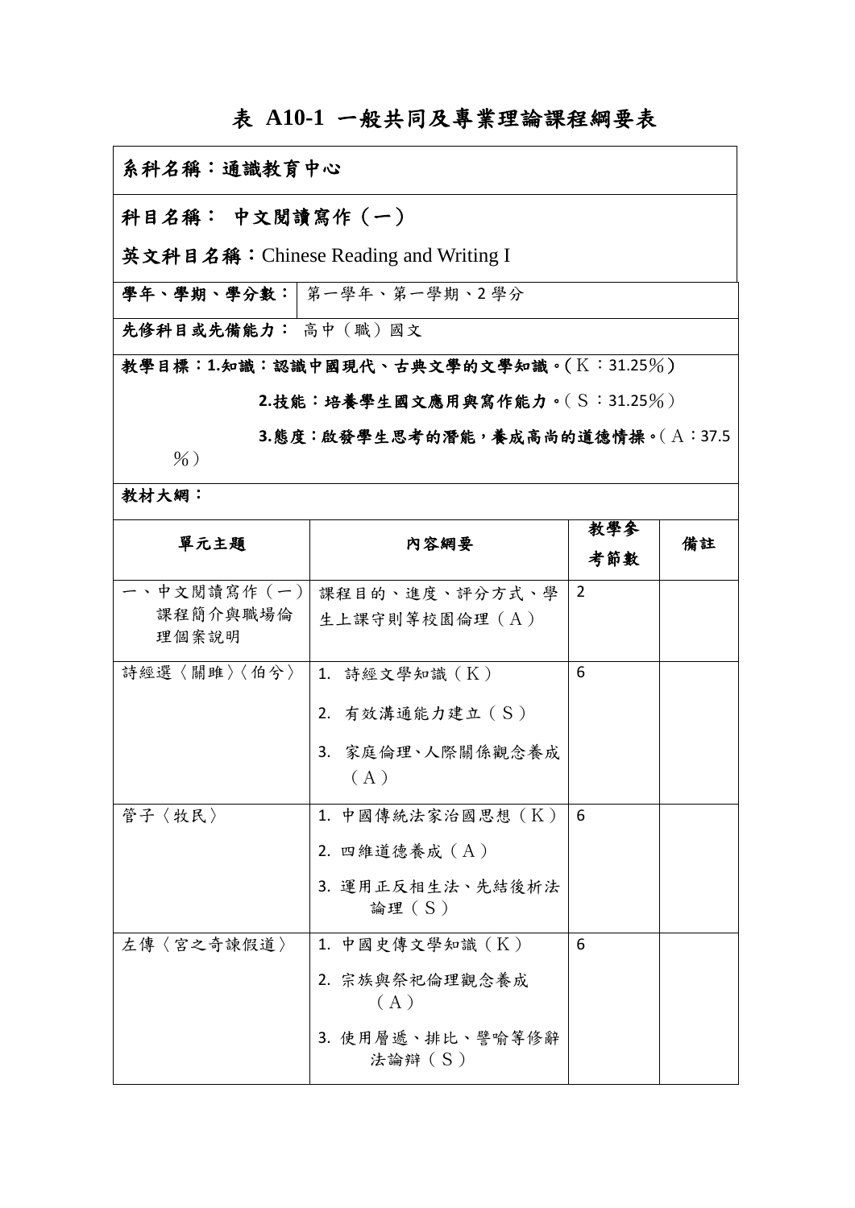# 表 A10-1 一般共同及專業理論課程綱要表

**系科名稱：通識教育中心**

**科目名稱： 中文閱讀寫作（一）**

**英文科目名稱：**Chinese Reading and Writing I

| **學年、學期、學分數：** | 第一學年、第一學期、2 學分 |
|---|---|

**先修科目或先備能力：** 高中（職）國文

**教學目標：1.知識：認識中國現代、古典文學的文學知識。**（K：31.25％）

**2.技能：培養學生國文應用與寫作能力。**（S：31.25％）

**3.態度：啟發學生思考的潛能，養成高尚的道德情操。**（A：37.5％）

**教材大綱：**

| 單元主題 | 內容綱要 | 教學參考節數 | 備註 |
|---|---|---|---|
| 一、中文閱讀寫作（一）課程簡介與職場倫理個案說明 | 課程目的、進度、評分方式、學生上課守則等校園倫理（A） | 2 | |
| 詩經選〈關雎〉〈伯兮〉 | 1. 詩經文學知識（K）<br>2. 有效溝通能力建立（S）<br>3. 家庭倫理、人際關係觀念養成（A） | 6 | |
| 管子〈牧民〉 | 1. 中國傳統法家治國思想（K）<br>2. 四維道德養成（A）<br>3. 運用正反相生法、先結後析法論理（S） | 6 | |
| 左傳〈宮之奇諫假道〉 | 1. 中國史傳文學知識（K）<br>2. 宗族與祭祀倫理觀念養成（A）<br>3. 使用層遞、排比、譬喻等修辭法論辯（S） | 6 | |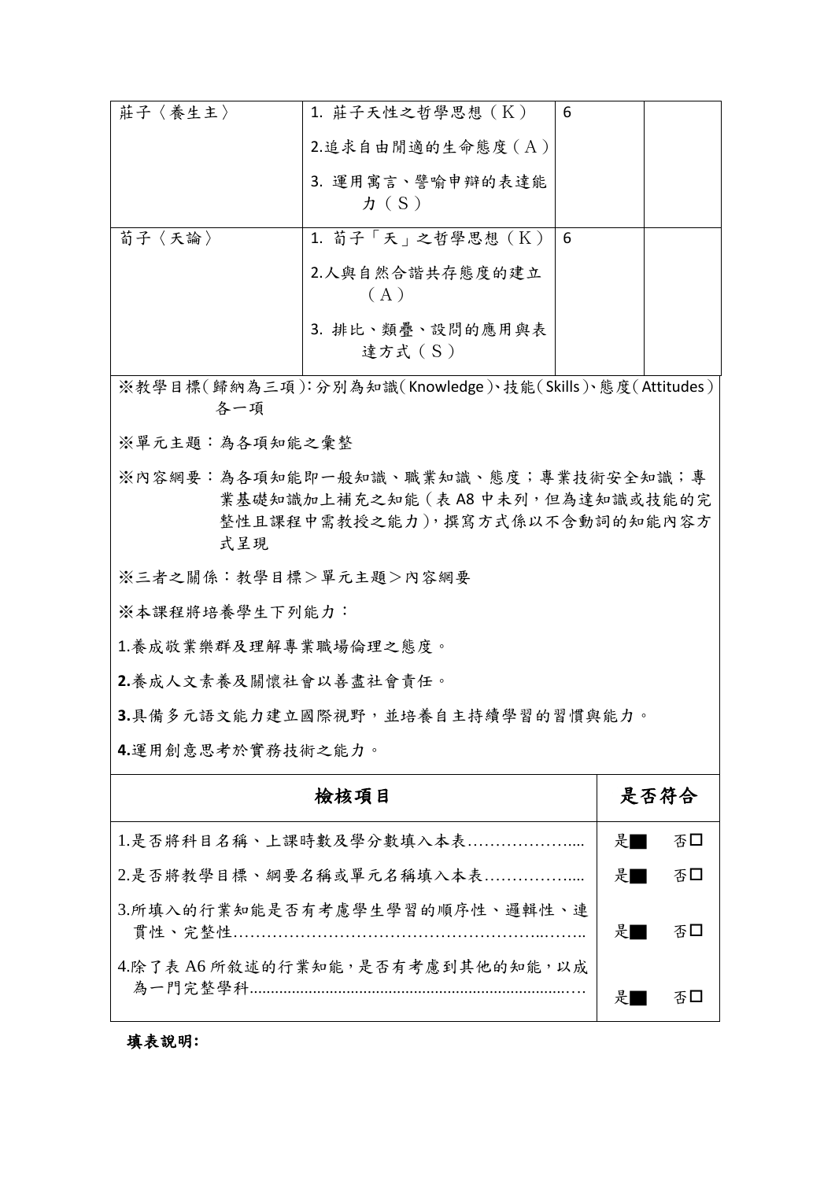| | | | |
|---|---|---|---|
| 莊子〈養生主〉 | 1. 莊子天性之哲學思想（K）<br>2.追求自由閒適的生命態度（A）<br>3. 運用寓言、譬喻申辯的表達能力（S） | 6 | |
| 荀子〈天論〉 | 1. 荀子「天」之哲學思想（K）<br>2.人與自然合諧共存態度的建立（A）<br>3. 排比、類疊、設問的應用與表達方式（S） | 6 | |

※教學目標(歸納為三項)：分別為知識(Knowledge)、技能(Skills)、態度(Attitudes)各一項

※單元主題：為各項知能之彙整

※內容綱要：為各項知能即一般知識、職業知識、態度；專業技術安全知識；專業基礎知識加上補充之知能（表 A8 中未列，但為達知識或技能的完整性且課程中需教授之能力），撰寫方式係以不含動詞的知能內容方式呈現

※三者之關係：教學目標＞單元主題＞內容綱要

※本課程將培養學生下列能力：

1.養成敬業樂群及理解專業職場倫理之態度。

**2.**養成人文素養及關懷社會以善盡社會責任。

**3.**具備多元語文能力建立國際視野，並培養自主持續學習的習慣與能力。

**4.**運用創意思考於實務技術之能力。

| **檢核項目** | **是否符合** |
|---|---|
| 1.是否將科目名稱、上課時數及學分數填入本表……………….... | 是■ 否☐ |
| 2.是否將教學目標、綱要名稱或單元名稱填入本表…………….... | 是■ 否☐ |
| 3.所填入的行業知能是否有考慮學生學習的順序性、邏輯性、連貫性、完整性……………………………………………...…….. | 是■ 否☐ |
| 4.除了表 A6 所敘述的行業知能，是否有考慮到其他的知能，以成為一門完整學科.............................................................…. | 是■ 否☐ |

**填表說明:**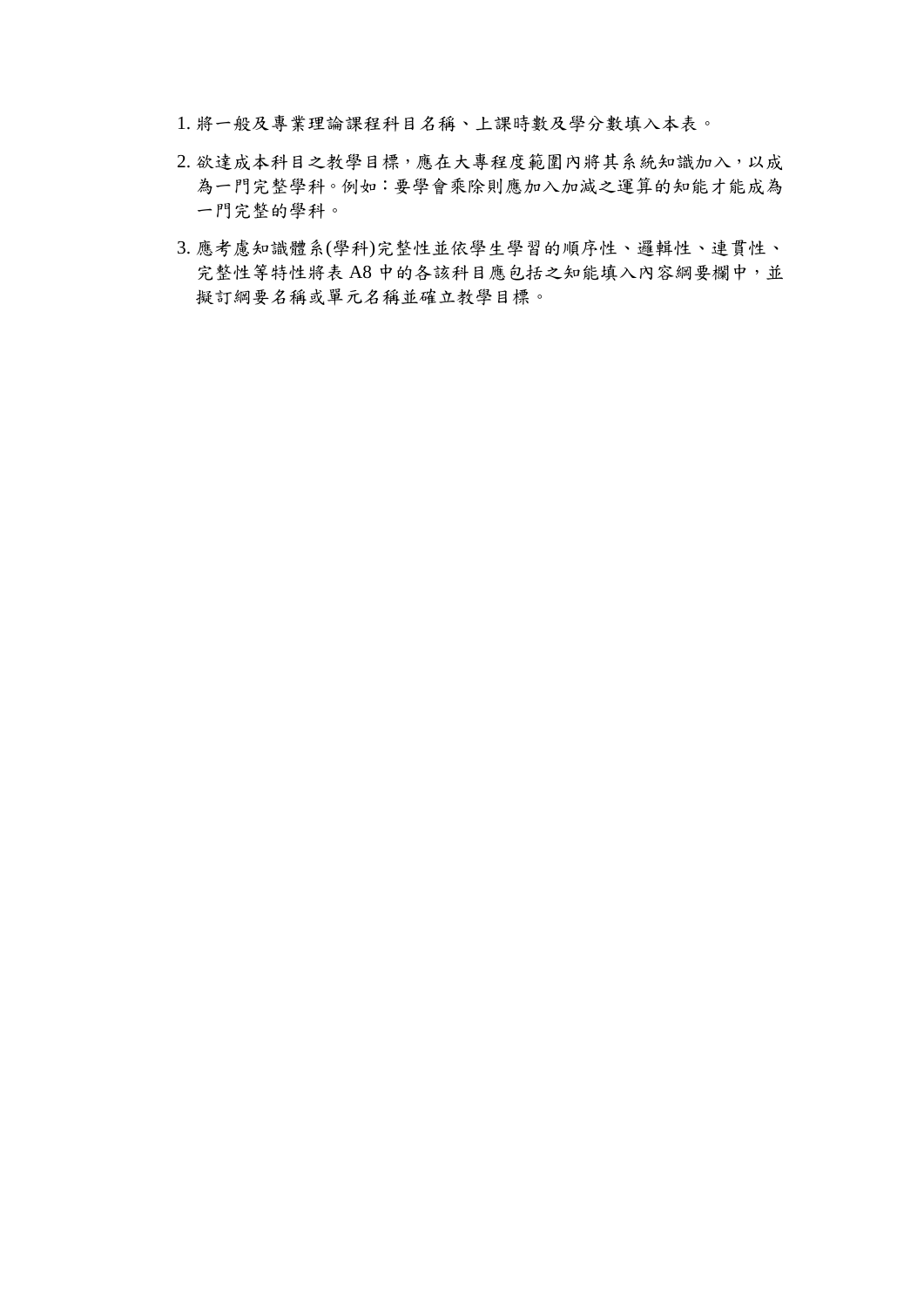1. 將一般及專業理論課程科目名稱、上課時數及學分數填入本表。
2. 欲達成本科目之教學目標，應在大專程度範圍內將其系統知識加入，以成為一門完整學科。例如：要學會乘除則應加入加減之運算的知能才能成為一門完整的學科。
3. 應考慮知識體系(學科)完整性並依學生學習的順序性、邏輯性、連貫性、完整性等特性將表 A8 中的各該科目應包括之知能填入內容綱要欄中，並擬訂綱要名稱或單元名稱並確立教學目標。